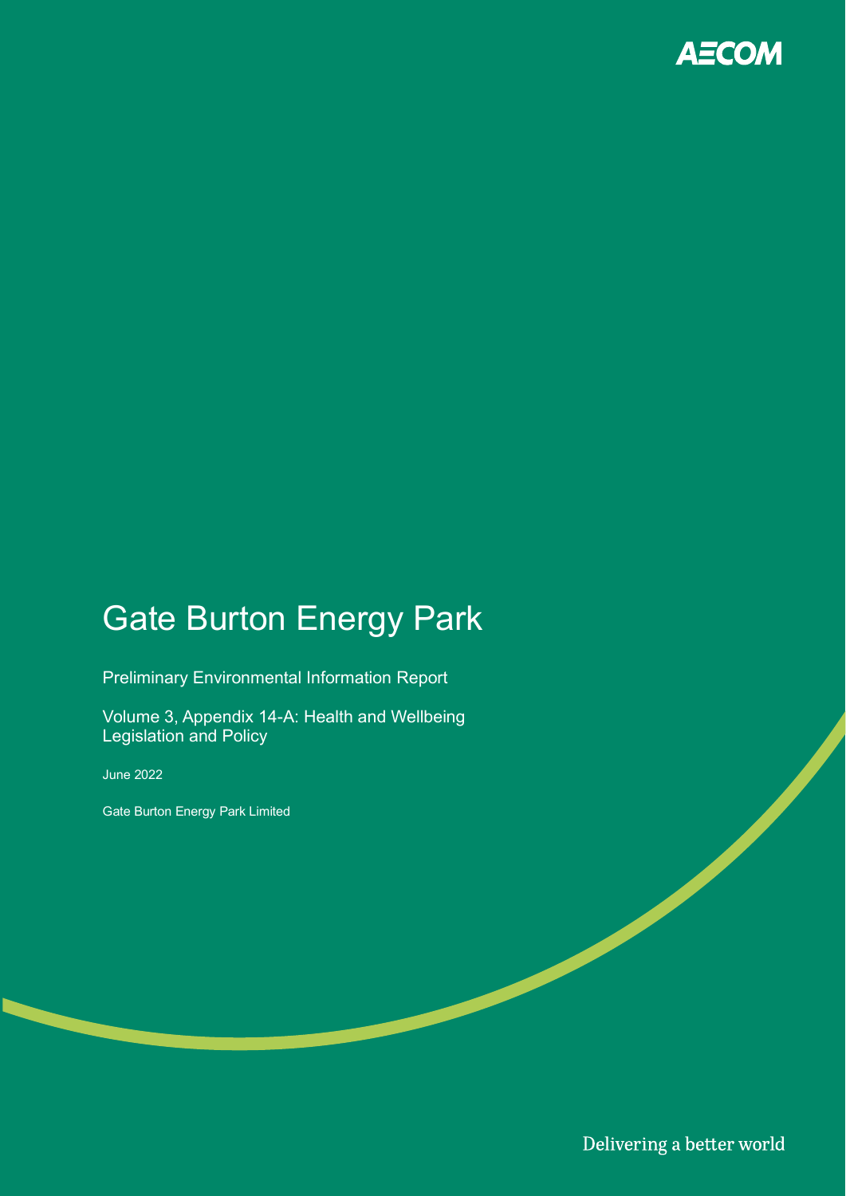AECOM

# Gate Burton Energy Park

Preliminary Environmental Information Report

Volume 3, Appendix 14-A: Health and Wellbeing Legislation and Policy

June 2022

Gate Burton Energy Park Limited

Delivering a better world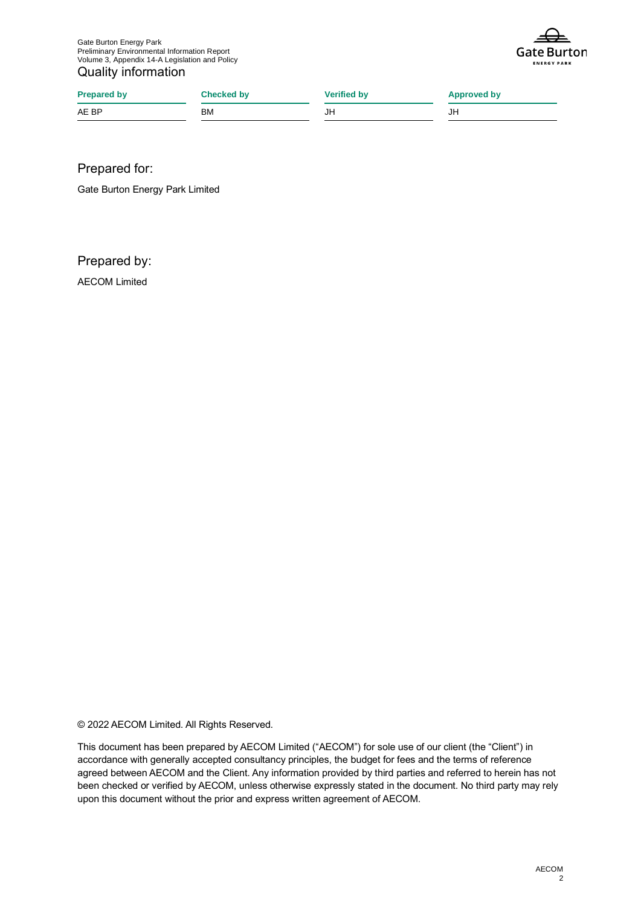# Quality information

| Prepared by | Checked by | Verified by | Approved by |
| --- | --- | --- | --- |
| AE BP | BM | JH | JH |

## Prepared for:

Gate Burton Energy Park Limited

## Prepared by:

AECOM Limited

© 2022 AECOM Limited. All Rights Reserved.

This document has been prepared by AECOM Limited ("AECOM") for sole use of our client (the "Client") in accordance with generally accepted consultancy principles, the budget for fees and the terms of reference agreed between AECOM and the Client. Any information provided by third parties and referred to herein has not been checked or verified by AECOM, unless otherwise expressly stated in the document. No third party may rely upon this document without the prior and express written agreement of AECOM.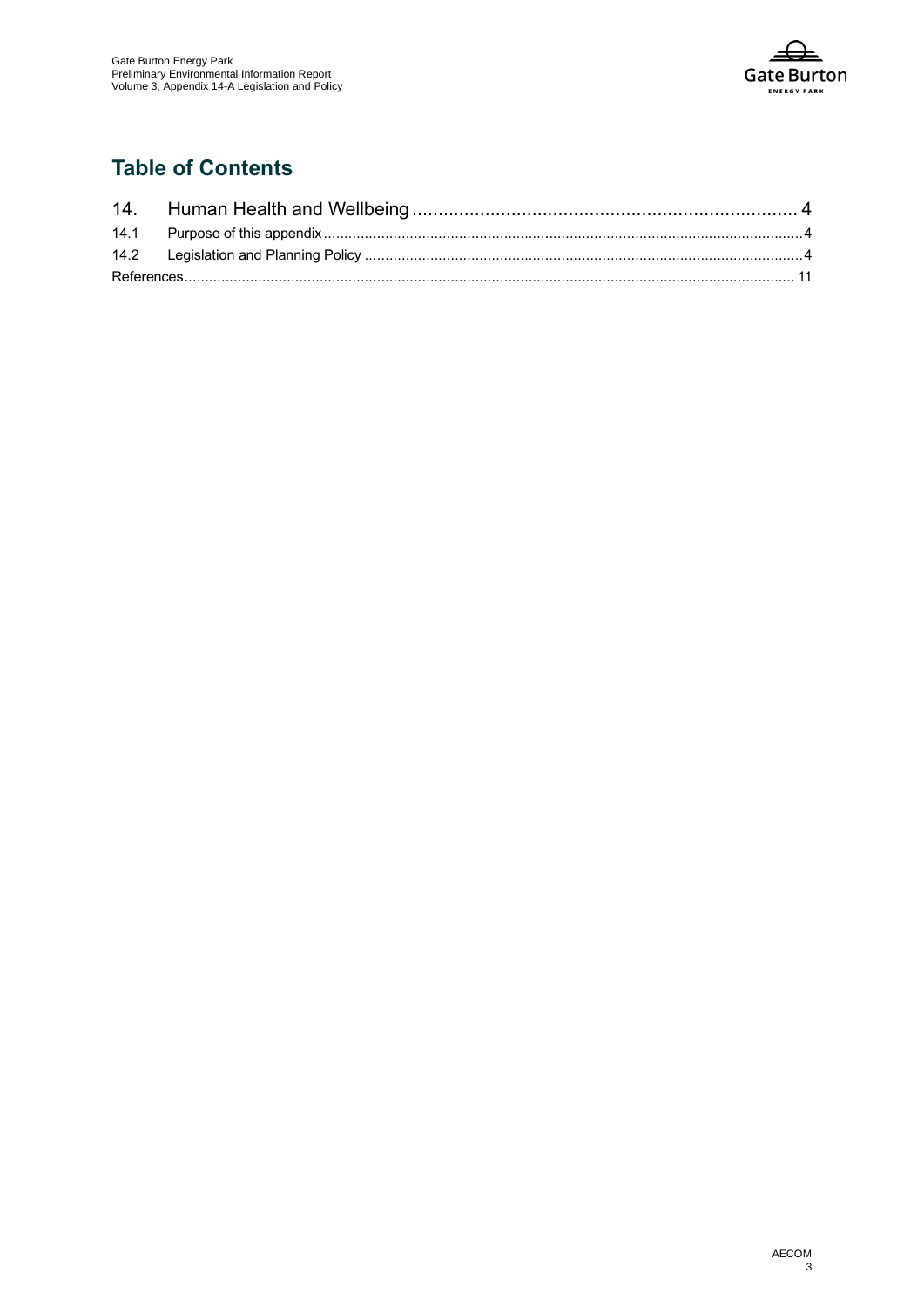## Table of Contents

| | | |
|---|---|---|
| 14. | Human Health and Wellbeing | 4 |
| 14.1 | Purpose of this appendix | 4 |
| 14.2 | Legislation and Planning Policy | 4 |
| References | | 11 |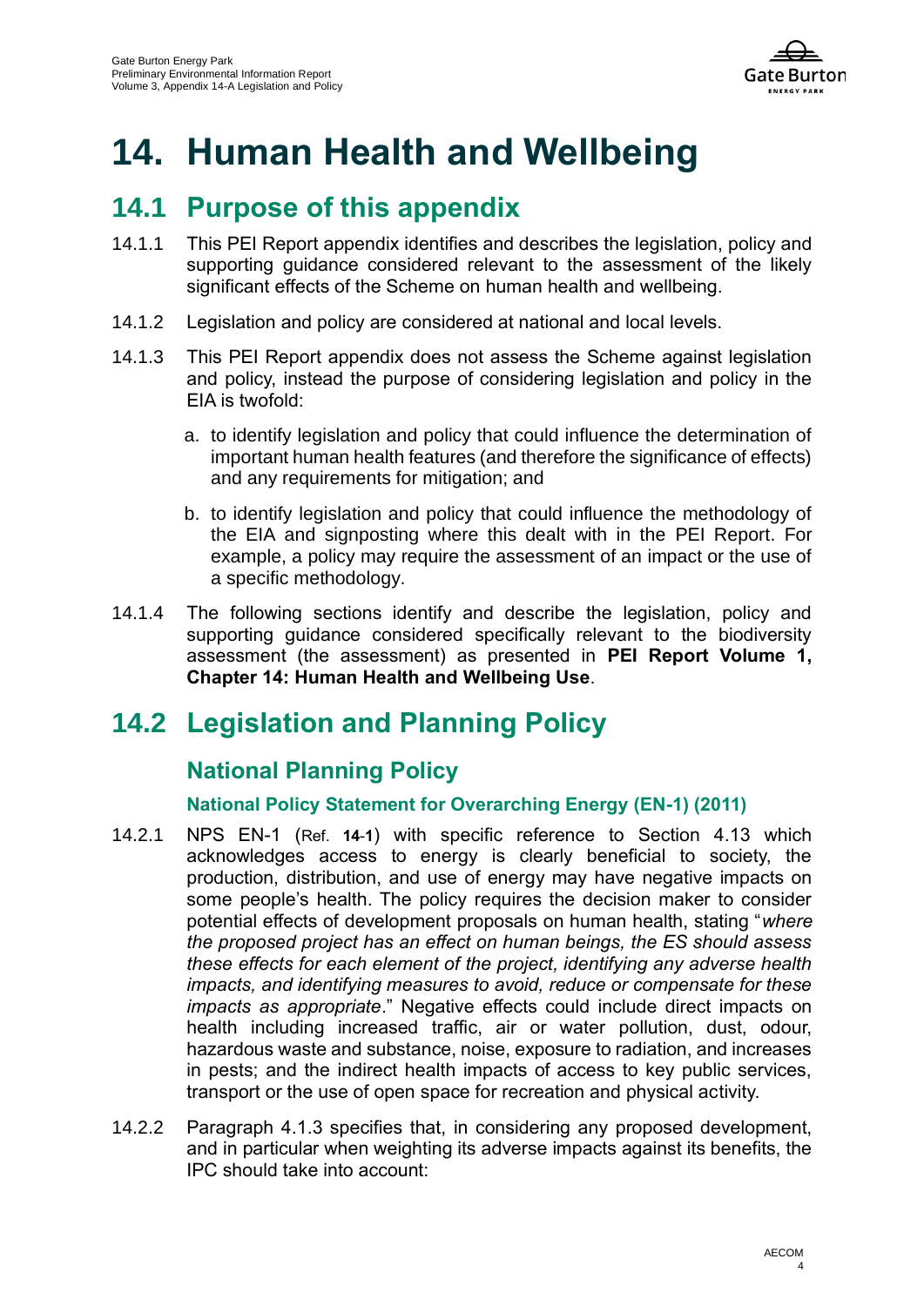# 14. Human Health and Wellbeing

## 14.1 Purpose of this appendix

14.1.1 This PEI Report appendix identifies and describes the legislation, policy and supporting guidance considered relevant to the assessment of the likely significant effects of the Scheme on human health and wellbeing.

14.1.2 Legislation and policy are considered at national and local levels.

14.1.3 This PEI Report appendix does not assess the Scheme against legislation and policy, instead the purpose of considering legislation and policy in the EIA is twofold:

a. to identify legislation and policy that could influence the determination of important human health features (and therefore the significance of effects) and any requirements for mitigation; and

b. to identify legislation and policy that could influence the methodology of the EIA and signposting where this dealt with in the PEI Report. For example, a policy may require the assessment of an impact or the use of a specific methodology.

14.1.4 The following sections identify and describe the legislation, policy and supporting guidance considered specifically relevant to the biodiversity assessment (the assessment) as presented in **PEI Report Volume 1, Chapter 14: Human Health and Wellbeing Use**.

## 14.2 Legislation and Planning Policy

### National Planning Policy

#### National Policy Statement for Overarching Energy (EN-1) (2011)

14.2.1 NPS EN-1 (Ref. **14-1**) with specific reference to Section 4.13 which acknowledges access to energy is clearly beneficial to society, the production, distribution, and use of energy may have negative impacts on some people's health. The policy requires the decision maker to consider potential effects of development proposals on human health, stating "*where the proposed project has an effect on human beings, the ES should assess these effects for each element of the project, identifying any adverse health impacts, and identifying measures to avoid, reduce or compensate for these impacts as appropriate*." Negative effects could include direct impacts on health including increased traffic, air or water pollution, dust, odour, hazardous waste and substance, noise, exposure to radiation, and increases in pests; and the indirect health impacts of access to key public services, transport or the use of open space for recreation and physical activity.

14.2.2 Paragraph 4.1.3 specifies that, in considering any proposed development, and in particular when weighting its adverse impacts against its benefits, the IPC should take into account: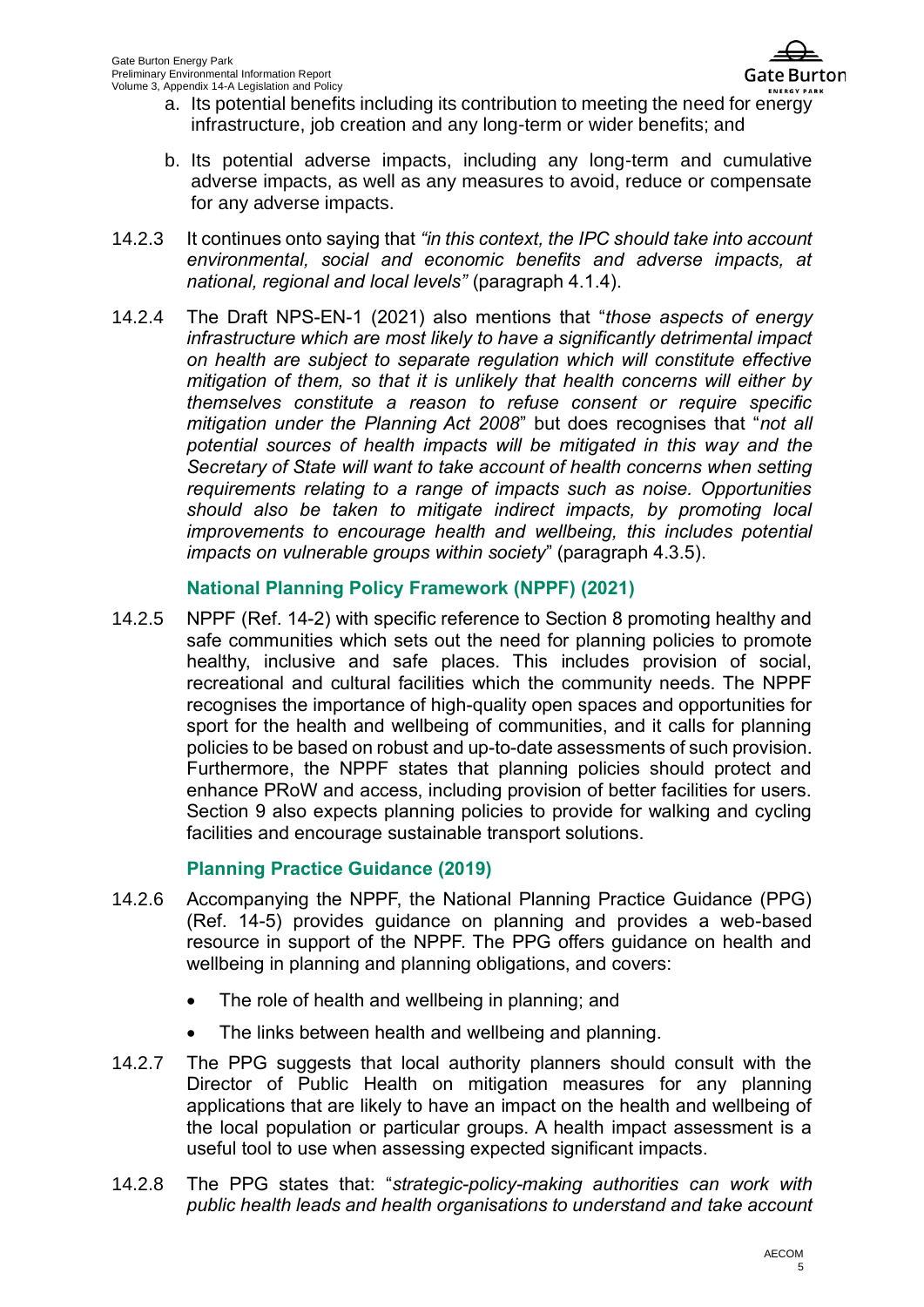a. Its potential benefits including its contribution to meeting the need for energy infrastructure, job creation and any long-term or wider benefits; and

b. Its potential adverse impacts, including any long-term and cumulative adverse impacts, as well as any measures to avoid, reduce or compensate for any adverse impacts.

14.2.3 It continues onto saying that *"in this context, the IPC should take into account environmental, social and economic benefits and adverse impacts, at national, regional and local levels"* (paragraph 4.1.4).

14.2.4 The Draft NPS-EN-1 (2021) also mentions that "*those aspects of energy infrastructure which are most likely to have a significantly detrimental impact on health are subject to separate regulation which will constitute effective mitigation of them, so that it is unlikely that health concerns will either by themselves constitute a reason to refuse consent or require specific mitigation under the Planning Act 2008*" but does recognises that "*not all potential sources of health impacts will be mitigated in this way and the Secretary of State will want to take account of health concerns when setting requirements relating to a range of impacts such as noise. Opportunities should also be taken to mitigate indirect impacts, by promoting local improvements to encourage health and wellbeing, this includes potential impacts on vulnerable groups within society*" (paragraph 4.3.5).

### National Planning Policy Framework (NPPF) (2021)

14.2.5 NPPF (Ref. 14-2) with specific reference to Section 8 promoting healthy and safe communities which sets out the need for planning policies to promote healthy, inclusive and safe places. This includes provision of social, recreational and cultural facilities which the community needs. The NPPF recognises the importance of high-quality open spaces and opportunities for sport for the health and wellbeing of communities, and it calls for planning policies to be based on robust and up-to-date assessments of such provision. Furthermore, the NPPF states that planning policies should protect and enhance PRoW and access, including provision of better facilities for users. Section 9 also expects planning policies to provide for walking and cycling facilities and encourage sustainable transport solutions.

### Planning Practice Guidance (2019)

14.2.6 Accompanying the NPPF, the National Planning Practice Guidance (PPG) (Ref. 14-5) provides guidance on planning and provides a web-based resource in support of the NPPF. The PPG offers guidance on health and wellbeing in planning and planning obligations, and covers:

- The role of health and wellbeing in planning; and
- The links between health and wellbeing and planning.

14.2.7 The PPG suggests that local authority planners should consult with the Director of Public Health on mitigation measures for any planning applications that are likely to have an impact on the health and wellbeing of the local population or particular groups. A health impact assessment is a useful tool to use when assessing expected significant impacts.

14.2.8 The PPG states that: "*strategic-policy-making authorities can work with public health leads and health organisations to understand and take account*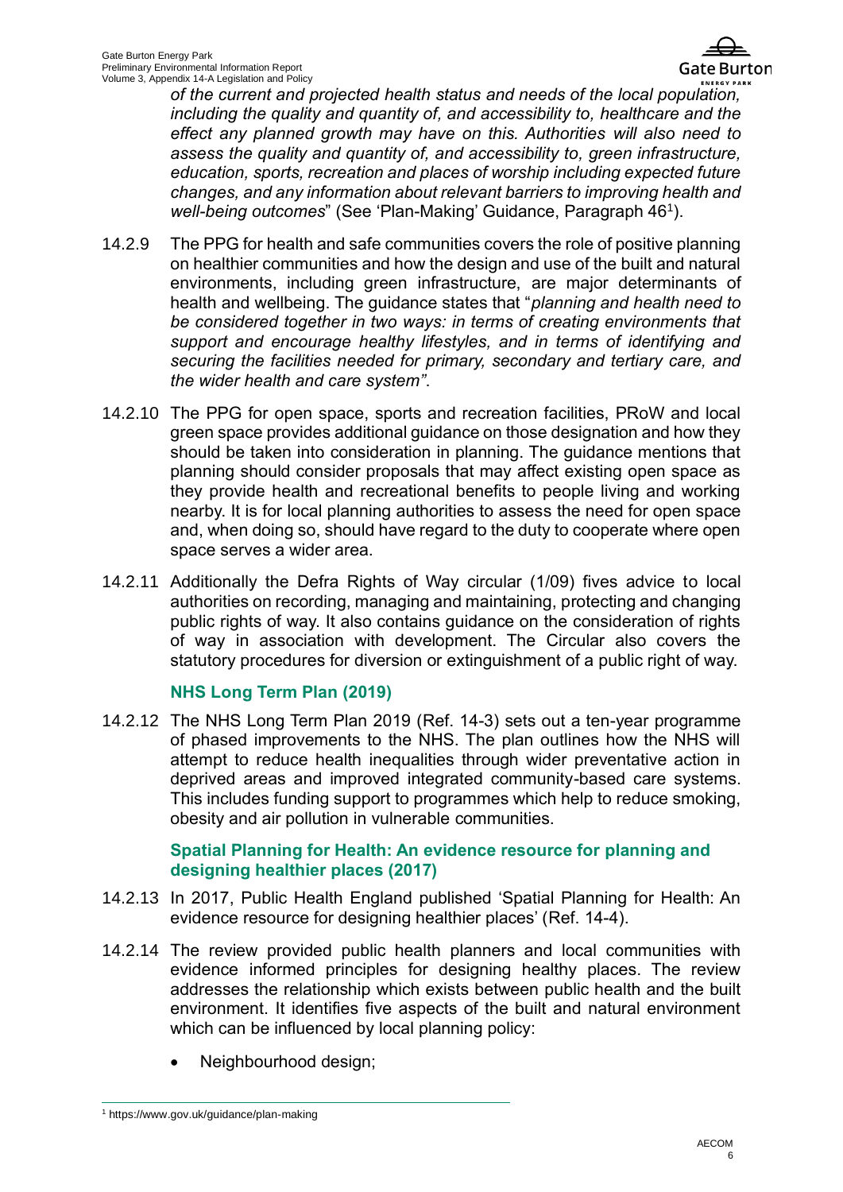*of the current and projected health status and needs of the local population, including the quality and quantity of, and accessibility to, healthcare and the effect any planned growth may have on this. Authorities will also need to assess the quality and quantity of, and accessibility to, green infrastructure, education, sports, recreation and places of worship including expected future changes, and any information about relevant barriers to improving health and well-being outcomes*" (See 'Plan-Making' Guidance, Paragraph 46[1]).

14.2.9 The PPG for health and safe communities covers the role of positive planning on healthier communities and how the design and use of the built and natural environments, including green infrastructure, are major determinants of health and wellbeing. The guidance states that "*planning and health need to be considered together in two ways: in terms of creating environments that support and encourage healthy lifestyles, and in terms of identifying and securing the facilities needed for primary, secondary and tertiary care, and the wider health and care system"*.

14.2.10 The PPG for open space, sports and recreation facilities, PRoW and local green space provides additional guidance on those designation and how they should be taken into consideration in planning. The guidance mentions that planning should consider proposals that may affect existing open space as they provide health and recreational benefits to people living and working nearby. It is for local planning authorities to assess the need for open space and, when doing so, should have regard to the duty to cooperate where open space serves a wider area.

14.2.11 Additionally the Defra Rights of Way circular (1/09) fives advice to local authorities on recording, managing and maintaining, protecting and changing public rights of way. It also contains guidance on the consideration of rights of way in association with development. The Circular also covers the statutory procedures for diversion or extinguishment of a public right of way.

### NHS Long Term Plan (2019)

14.2.12 The NHS Long Term Plan 2019 (Ref. 14-3) sets out a ten-year programme of phased improvements to the NHS. The plan outlines how the NHS will attempt to reduce health inequalities through wider preventative action in deprived areas and improved integrated community-based care systems. This includes funding support to programmes which help to reduce smoking, obesity and air pollution in vulnerable communities.

### Spatial Planning for Health: An evidence resource for planning and designing healthier places (2017)

14.2.13 In 2017, Public Health England published 'Spatial Planning for Health: An evidence resource for designing healthier places' (Ref. 14-4).

14.2.14 The review provided public health planners and local communities with evidence informed principles for designing healthy places. The review addresses the relationship which exists between public health and the built environment. It identifies five aspects of the built and natural environment which can be influenced by local planning policy:

- Neighbourhood design;

[1] https://www.gov.uk/guidance/plan-making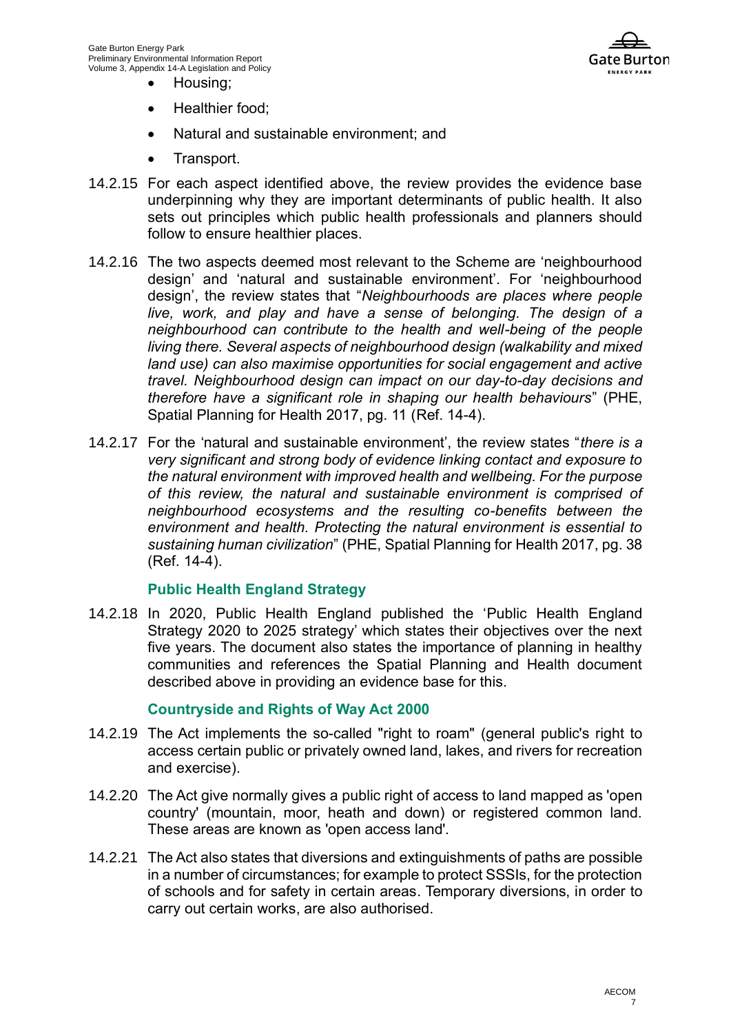- Housing;
- Healthier food;
- Natural and sustainable environment; and
- Transport.

14.2.15 For each aspect identified above, the review provides the evidence base underpinning why they are important determinants of public health. It also sets out principles which public health professionals and planners should follow to ensure healthier places.

14.2.16 The two aspects deemed most relevant to the Scheme are 'neighbourhood design' and 'natural and sustainable environment'. For 'neighbourhood design', the review states that "*Neighbourhoods are places where people live, work, and play and have a sense of belonging. The design of a neighbourhood can contribute to the health and well-being of the people living there. Several aspects of neighbourhood design (walkability and mixed land use) can also maximise opportunities for social engagement and active travel. Neighbourhood design can impact on our day-to-day decisions and therefore have a significant role in shaping our health behaviours*" (PHE, Spatial Planning for Health 2017, pg. 11 (Ref. 14-4).

14.2.17 For the 'natural and sustainable environment', the review states "*there is a very significant and strong body of evidence linking contact and exposure to the natural environment with improved health and wellbeing. For the purpose of this review, the natural and sustainable environment is comprised of neighbourhood ecosystems and the resulting co-benefits between the environment and health. Protecting the natural environment is essential to sustaining human civilization*" (PHE, Spatial Planning for Health 2017, pg. 38 (Ref. 14-4).

### Public Health England Strategy

14.2.18 In 2020, Public Health England published the 'Public Health England Strategy 2020 to 2025 strategy' which states their objectives over the next five years. The document also states the importance of planning in healthy communities and references the Spatial Planning and Health document described above in providing an evidence base for this.

### Countryside and Rights of Way Act 2000

14.2.19 The Act implements the so-called "right to roam" (general public's right to access certain public or privately owned land, lakes, and rivers for recreation and exercise).

14.2.20 The Act give normally gives a public right of access to land mapped as 'open country' (mountain, moor, heath and down) or registered common land. These areas are known as 'open access land'.

14.2.21 The Act also states that diversions and extinguishments of paths are possible in a number of circumstances; for example to protect SSSIs, for the protection of schools and for safety in certain areas. Temporary diversions, in order to carry out certain works, are also authorised.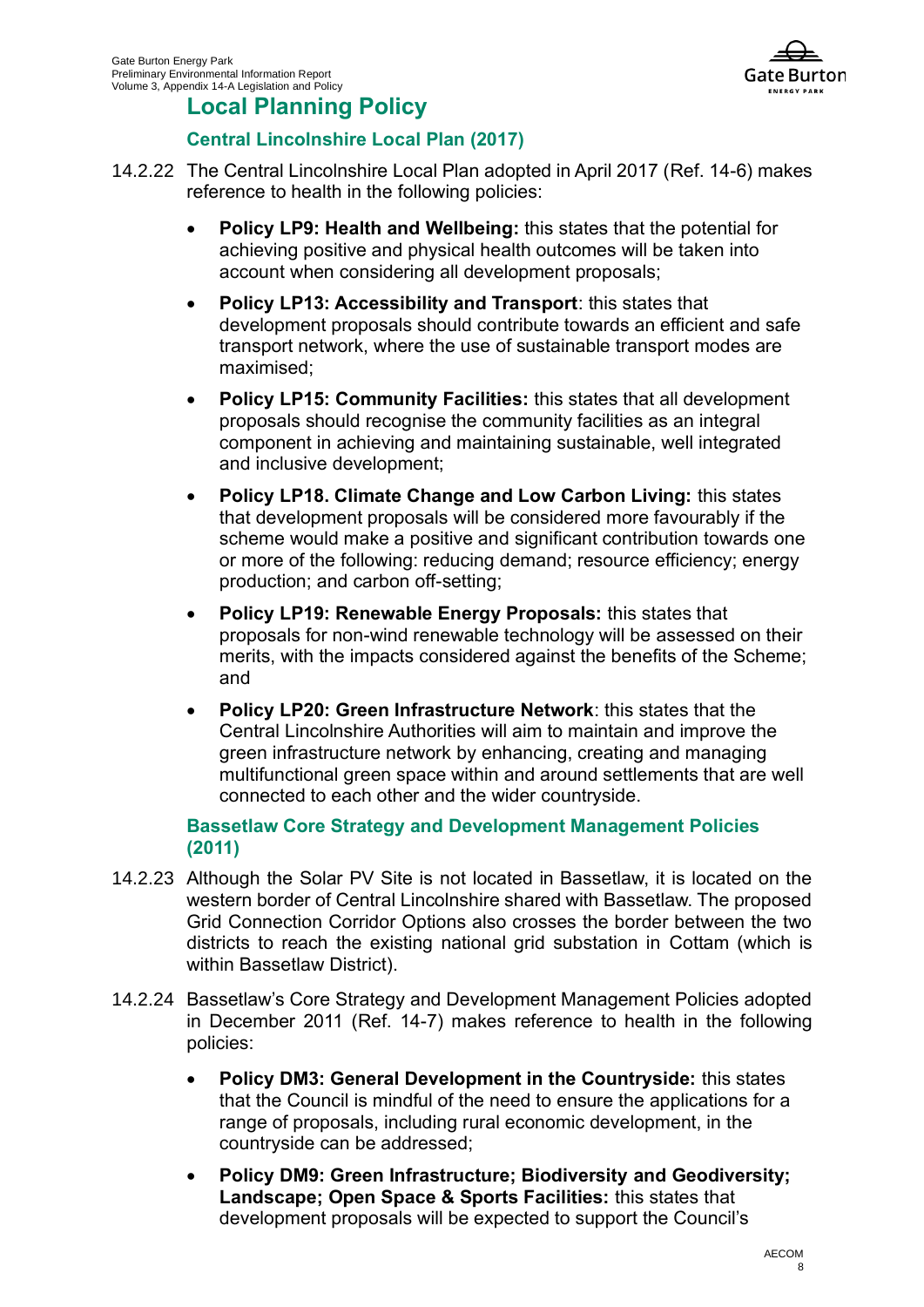## Local Planning Policy

### Central Lincolnshire Local Plan (2017)

14.2.22 The Central Lincolnshire Local Plan adopted in April 2017 (Ref. 14-6) makes reference to health in the following policies:

- **Policy LP9: Health and Wellbeing:** this states that the potential for achieving positive and physical health outcomes will be taken into account when considering all development proposals;
- **Policy LP13: Accessibility and Transport**: this states that development proposals should contribute towards an efficient and safe transport network, where the use of sustainable transport modes are maximised;
- **Policy LP15: Community Facilities:** this states that all development proposals should recognise the community facilities as an integral component in achieving and maintaining sustainable, well integrated and inclusive development;
- **Policy LP18. Climate Change and Low Carbon Living:** this states that development proposals will be considered more favourably if the scheme would make a positive and significant contribution towards one or more of the following: reducing demand; resource efficiency; energy production; and carbon off-setting;
- **Policy LP19: Renewable Energy Proposals:** this states that proposals for non-wind renewable technology will be assessed on their merits, with the impacts considered against the benefits of the Scheme; and
- **Policy LP20: Green Infrastructure Network**: this states that the Central Lincolnshire Authorities will aim to maintain and improve the green infrastructure network by enhancing, creating and managing multifunctional green space within and around settlements that are well connected to each other and the wider countryside.

### Bassetlaw Core Strategy and Development Management Policies (2011)

14.2.23 Although the Solar PV Site is not located in Bassetlaw, it is located on the western border of Central Lincolnshire shared with Bassetlaw. The proposed Grid Connection Corridor Options also crosses the border between the two districts to reach the existing national grid substation in Cottam (which is within Bassetlaw District).

14.2.24 Bassetlaw's Core Strategy and Development Management Policies adopted in December 2011 (Ref. 14-7) makes reference to health in the following policies:

- **Policy DM3: General Development in the Countryside:** this states that the Council is mindful of the need to ensure the applications for a range of proposals, including rural economic development, in the countryside can be addressed;
- **Policy DM9: Green Infrastructure; Biodiversity and Geodiversity; Landscape; Open Space & Sports Facilities:** this states that development proposals will be expected to support the Council's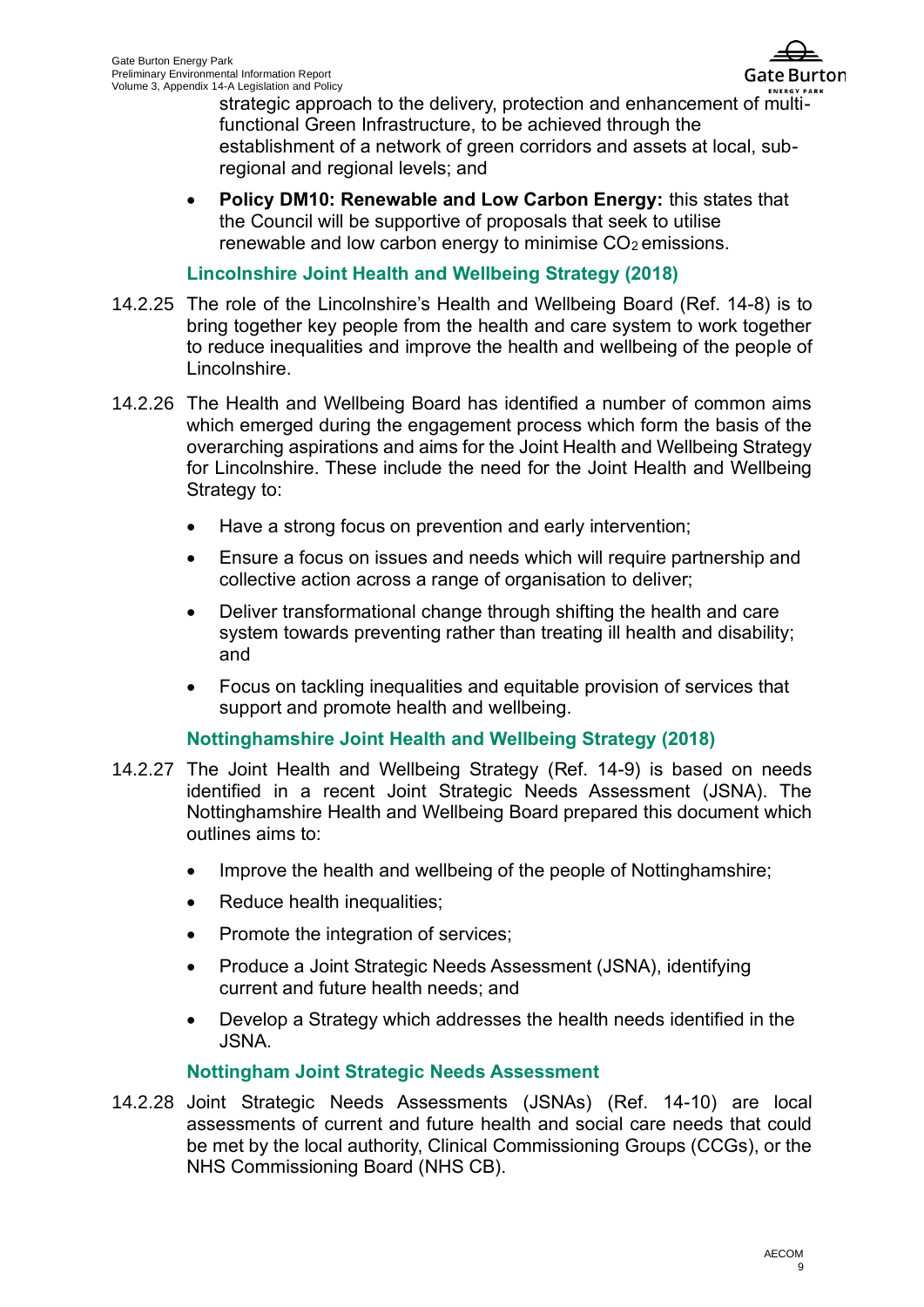strategic approach to the delivery, protection and enhancement of multi-functional Green Infrastructure, to be achieved through the establishment of a network of green corridors and assets at local, sub-regional and regional levels; and

- **Policy DM10: Renewable and Low Carbon Energy:** this states that the Council will be supportive of proposals that seek to utilise renewable and low carbon energy to minimise $CO_2$ emissions.

### Lincolnshire Joint Health and Wellbeing Strategy (2018)

14.2.25 The role of the Lincolnshire's Health and Wellbeing Board (Ref. 14-8) is to bring together key people from the health and care system to work together to reduce inequalities and improve the health and wellbeing of the people of Lincolnshire.

14.2.26 The Health and Wellbeing Board has identified a number of common aims which emerged during the engagement process which form the basis of the overarching aspirations and aims for the Joint Health and Wellbeing Strategy for Lincolnshire. These include the need for the Joint Health and Wellbeing Strategy to:

- Have a strong focus on prevention and early intervention;
- Ensure a focus on issues and needs which will require partnership and collective action across a range of organisation to deliver;
- Deliver transformational change through shifting the health and care system towards preventing rather than treating ill health and disability; and
- Focus on tackling inequalities and equitable provision of services that support and promote health and wellbeing.

### Nottinghamshire Joint Health and Wellbeing Strategy (2018)

14.2.27 The Joint Health and Wellbeing Strategy (Ref. 14-9) is based on needs identified in a recent Joint Strategic Needs Assessment (JSNA). The Nottinghamshire Health and Wellbeing Board prepared this document which outlines aims to:

- Improve the health and wellbeing of the people of Nottinghamshire;
- Reduce health inequalities;
- Promote the integration of services;
- Produce a Joint Strategic Needs Assessment (JSNA), identifying current and future health needs; and
- Develop a Strategy which addresses the health needs identified in the JSNA.

### Nottingham Joint Strategic Needs Assessment

14.2.28 Joint Strategic Needs Assessments (JSNAs) (Ref. 14-10) are local assessments of current and future health and social care needs that could be met by the local authority, Clinical Commissioning Groups (CCGs), or the NHS Commissioning Board (NHS CB).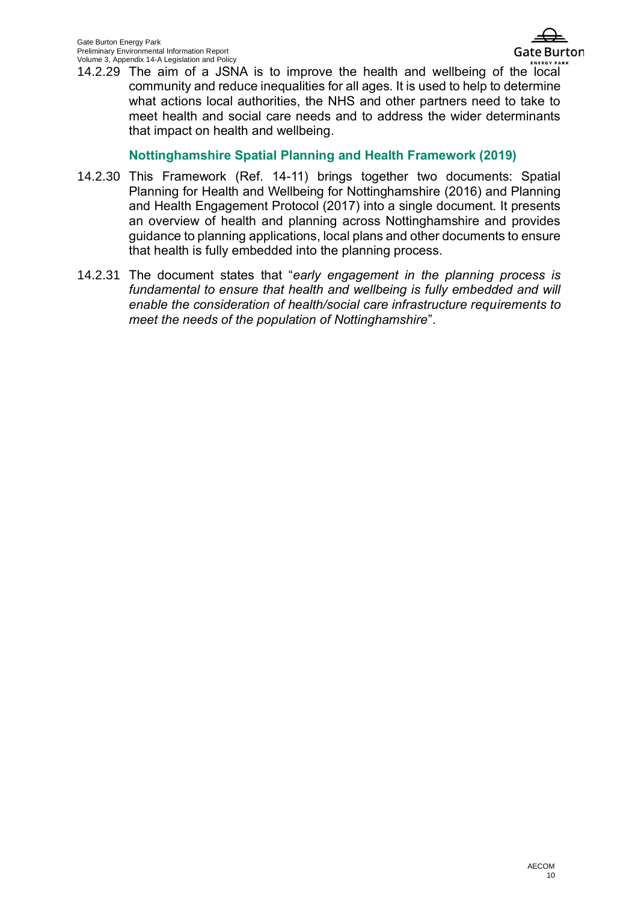14.2.29 The aim of a JSNA is to improve the health and wellbeing of the local community and reduce inequalities for all ages. It is used to help to determine what actions local authorities, the NHS and other partners need to take to meet health and social care needs and to address the wider determinants that impact on health and wellbeing.

### Nottinghamshire Spatial Planning and Health Framework (2019)

14.2.30 This Framework (Ref. 14-11) brings together two documents: Spatial Planning for Health and Wellbeing for Nottinghamshire (2016) and Planning and Health Engagement Protocol (2017) into a single document. It presents an overview of health and planning across Nottinghamshire and provides guidance to planning applications, local plans and other documents to ensure that health is fully embedded into the planning process.

14.2.31 The document states that "*early engagement in the planning process is fundamental to ensure that health and wellbeing is fully embedded and will enable the consideration of health/social care infrastructure requirements to meet the needs of the population of Nottinghamshire*".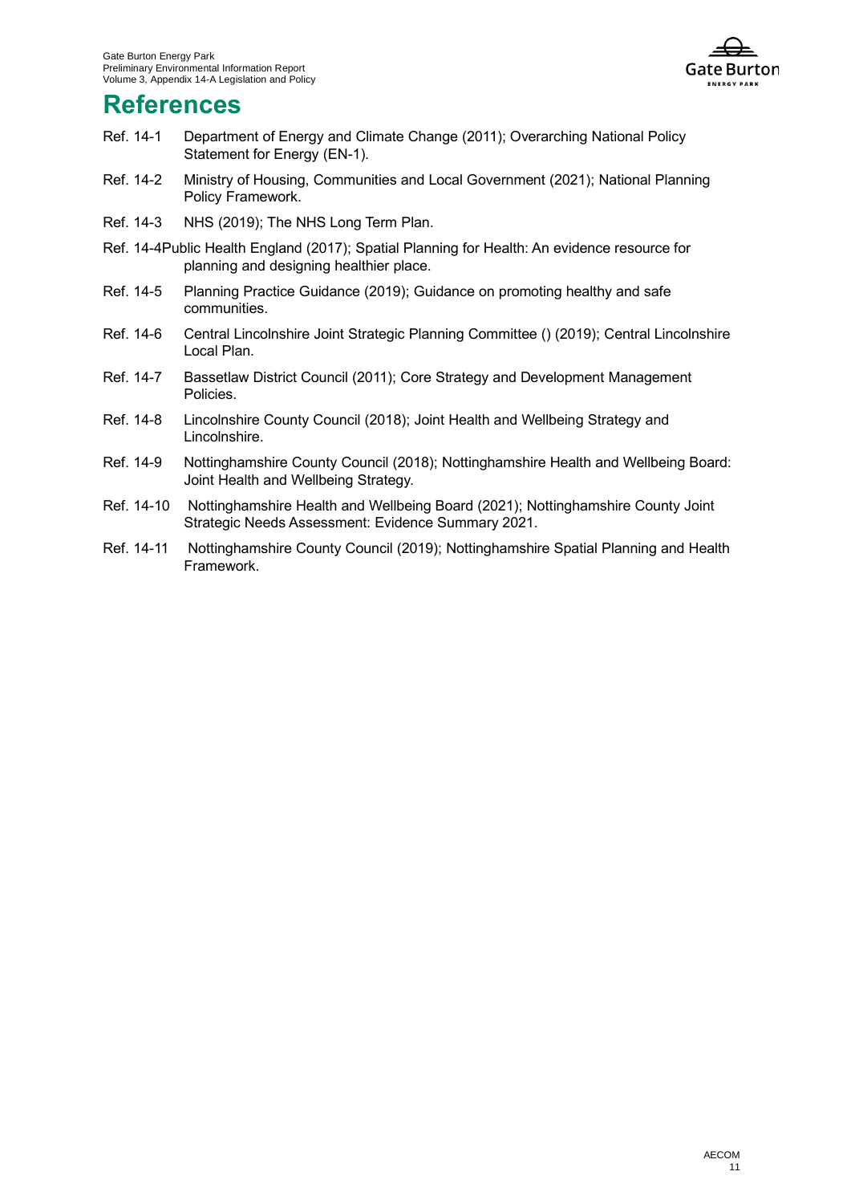# References

Ref. 14-1 Department of Energy and Climate Change (2011); Overarching National Policy Statement for Energy (EN-1).

Ref. 14-2 Ministry of Housing, Communities and Local Government (2021); National Planning Policy Framework.

Ref. 14-3 NHS (2019); The NHS Long Term Plan.

Ref. 14-4Public Health England (2017); Spatial Planning for Health: An evidence resource for planning and designing healthier place.

Ref. 14-5 Planning Practice Guidance (2019); Guidance on promoting healthy and safe communities.

Ref. 14-6 Central Lincolnshire Joint Strategic Planning Committee () (2019); Central Lincolnshire Local Plan.

Ref. 14-7 Bassetlaw District Council (2011); Core Strategy and Development Management Policies.

Ref. 14-8 Lincolnshire County Council (2018); Joint Health and Wellbeing Strategy and Lincolnshire.

Ref. 14-9 Nottinghamshire County Council (2018); Nottinghamshire Health and Wellbeing Board: Joint Health and Wellbeing Strategy.

Ref. 14-10 Nottinghamshire Health and Wellbeing Board (2021); Nottinghamshire County Joint Strategic Needs Assessment: Evidence Summary 2021.

Ref. 14-11 Nottinghamshire County Council (2019); Nottinghamshire Spatial Planning and Health Framework.